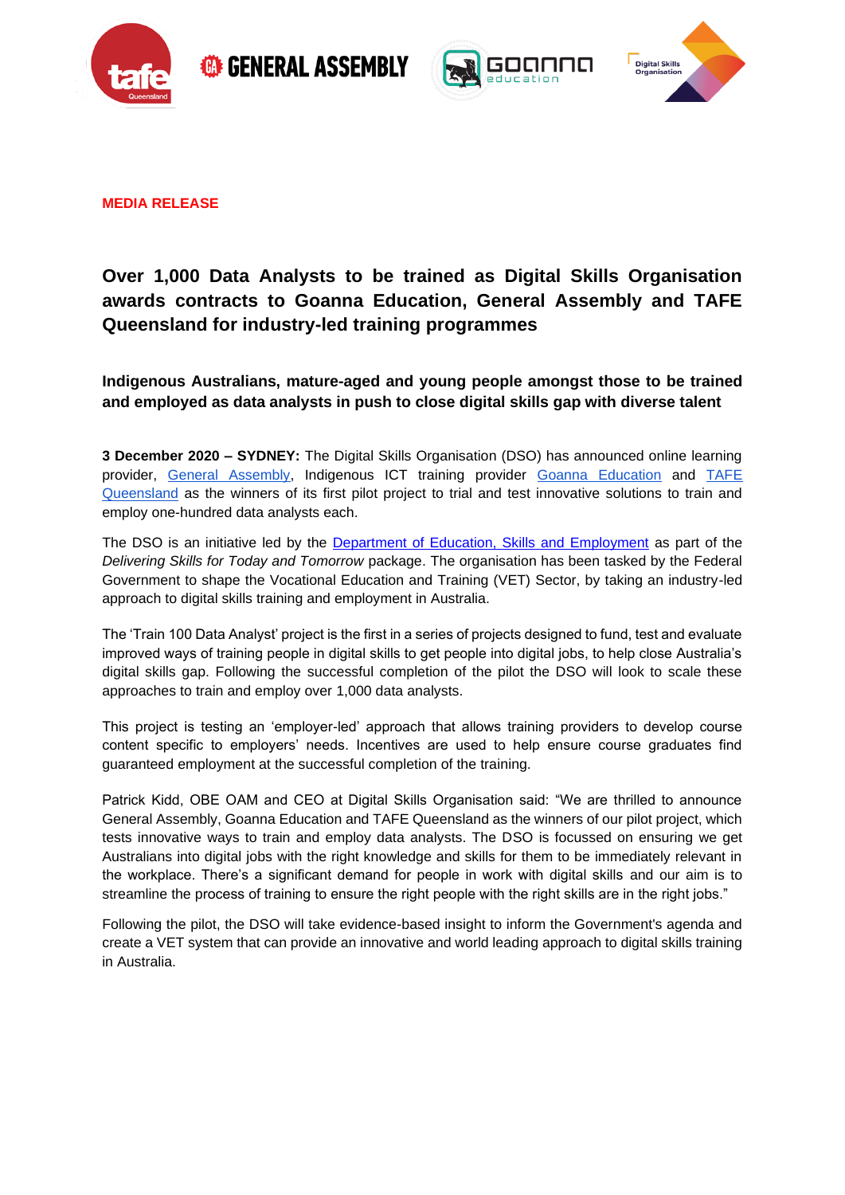**MEDIA RELEASE**

# Over 1,000 Data Analysts to be trained as Digital Skills Organisation awards contracts to Goanna Education, General Assembly and TAFE Queensland for industry-led training programmes

## Indigenous Australians, mature-aged and young people amongst those to be trained and employed as data analysts in push to close digital skills gap with diverse talent

**3 December 2020 – SYDNEY:** The Digital Skills Organisation (DSO) has announced online learning provider, General Assembly, Indigenous ICT training provider Goanna Education and TAFE Queensland as the winners of its first pilot project to trial and test innovative solutions to train and employ one-hundred data analysts each.

The DSO is an initiative led by the Department of Education, Skills and Employment as part of the *Delivering Skills for Today and Tomorrow* package. The organisation has been tasked by the Federal Government to shape the Vocational Education and Training (VET) Sector, by taking an industry-led approach to digital skills training and employment in Australia.

The 'Train 100 Data Analyst' project is the first in a series of projects designed to fund, test and evaluate improved ways of training people in digital skills to get people into digital jobs, to help close Australia's digital skills gap. Following the successful completion of the pilot the DSO will look to scale these approaches to train and employ over 1,000 data analysts.

This project is testing an 'employer-led' approach that allows training providers to develop course content specific to employers' needs. Incentives are used to help ensure course graduates find guaranteed employment at the successful completion of the training.

Patrick Kidd, OBE OAM and CEO at Digital Skills Organisation said: "We are thrilled to announce General Assembly, Goanna Education and TAFE Queensland as the winners of our pilot project, which tests innovative ways to train and employ data analysts. The DSO is focussed on ensuring we get Australians into digital jobs with the right knowledge and skills for them to be immediately relevant in the workplace. There's a significant demand for people in work with digital skills and our aim is to streamline the process of training to ensure the right people with the right skills are in the right jobs."

Following the pilot, the DSO will take evidence-based insight to inform the Government's agenda and create a VET system that can provide an innovative and world leading approach to digital skills training in Australia.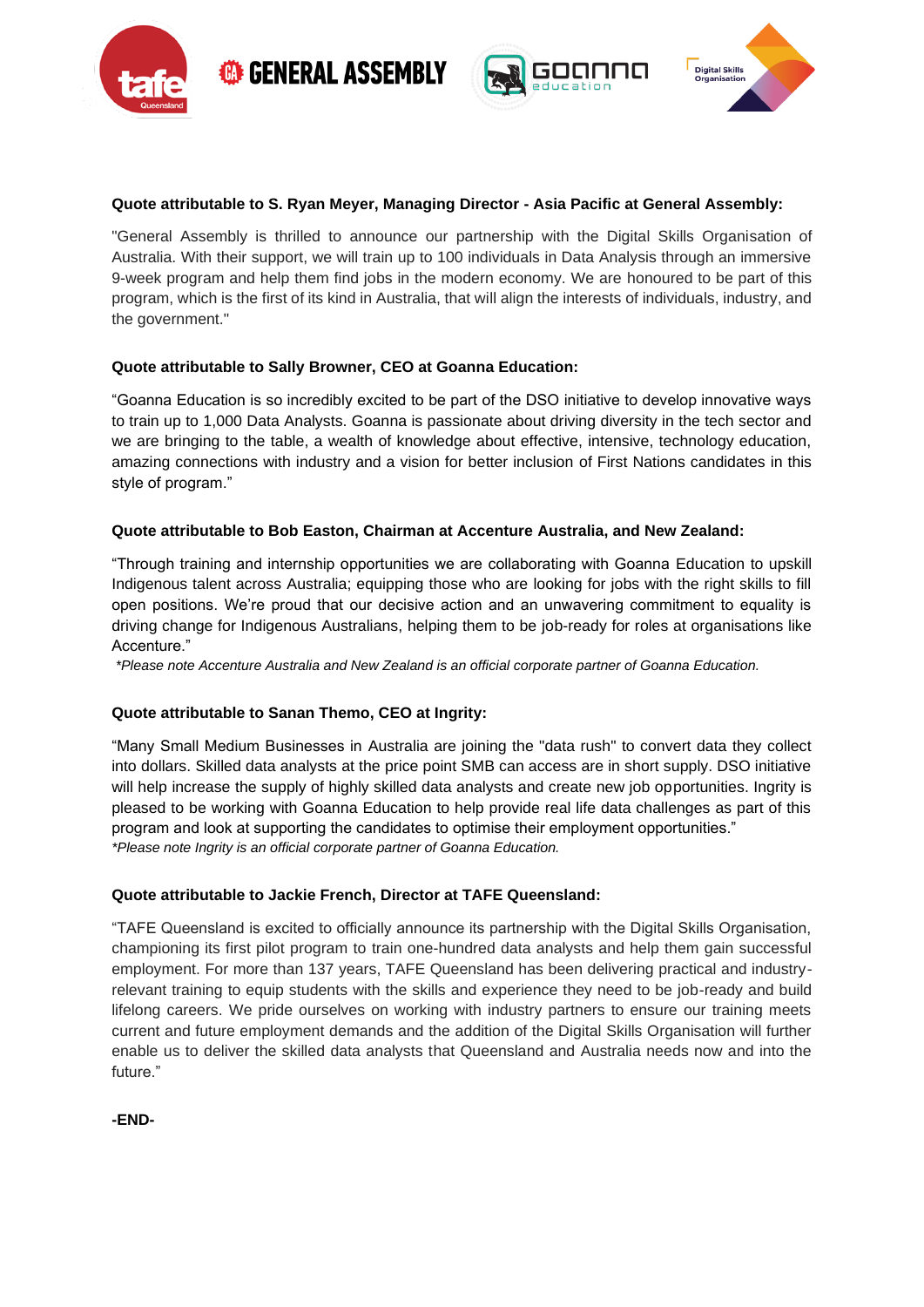**Quote attributable to S. Ryan Meyer, Managing Director - Asia Pacific at General Assembly:**

"General Assembly is thrilled to announce our partnership with the Digital Skills Organisation of Australia. With their support, we will train up to 100 individuals in Data Analysis through an immersive 9-week program and help them find jobs in the modern economy. We are honoured to be part of this program, which is the first of its kind in Australia, that will align the interests of individuals, industry, and the government."

**Quote attributable to Sally Browner, CEO at Goanna Education:**

"Goanna Education is so incredibly excited to be part of the DSO initiative to develop innovative ways to train up to 1,000 Data Analysts. Goanna is passionate about driving diversity in the tech sector and we are bringing to the table, a wealth of knowledge about effective, intensive, technology education, amazing connections with industry and a vision for better inclusion of First Nations candidates in this style of program."

**Quote attributable to Bob Easton, Chairman at Accenture Australia, and New Zealand:**

"Through training and internship opportunities we are collaborating with Goanna Education to upskill Indigenous talent across Australia; equipping those who are looking for jobs with the right skills to fill open positions. We're proud that our decisive action and an unwavering commitment to equality is driving change for Indigenous Australians, helping them to be job-ready for roles at organisations like Accenture."

*\*Please note Accenture Australia and New Zealand is an official corporate partner of Goanna Education.*

**Quote attributable to Sanan Themo, CEO at Ingrity:**

"Many Small Medium Businesses in Australia are joining the "data rush" to convert data they collect into dollars. Skilled data analysts at the price point SMB can access are in short supply. DSO initiative will help increase the supply of highly skilled data analysts and create new job opportunities. Ingrity is pleased to be working with Goanna Education to help provide real life data challenges as part of this program and look at supporting the candidates to optimise their employment opportunities."

*\*Please note Ingrity is an official corporate partner of Goanna Education.*

**Quote attributable to Jackie French, Director at TAFE Queensland:**

"TAFE Queensland is excited to officially announce its partnership with the Digital Skills Organisation, championing its first pilot program to train one-hundred data analysts and help them gain successful employment. For more than 137 years, TAFE Queensland has been delivering practical and industry-relevant training to equip students with the skills and experience they need to be job-ready and build lifelong careers. We pride ourselves on working with industry partners to ensure our training meets current and future employment demands and the addition of the Digital Skills Organisation will further enable us to deliver the skilled data analysts that Queensland and Australia needs now and into the future."

**-END-**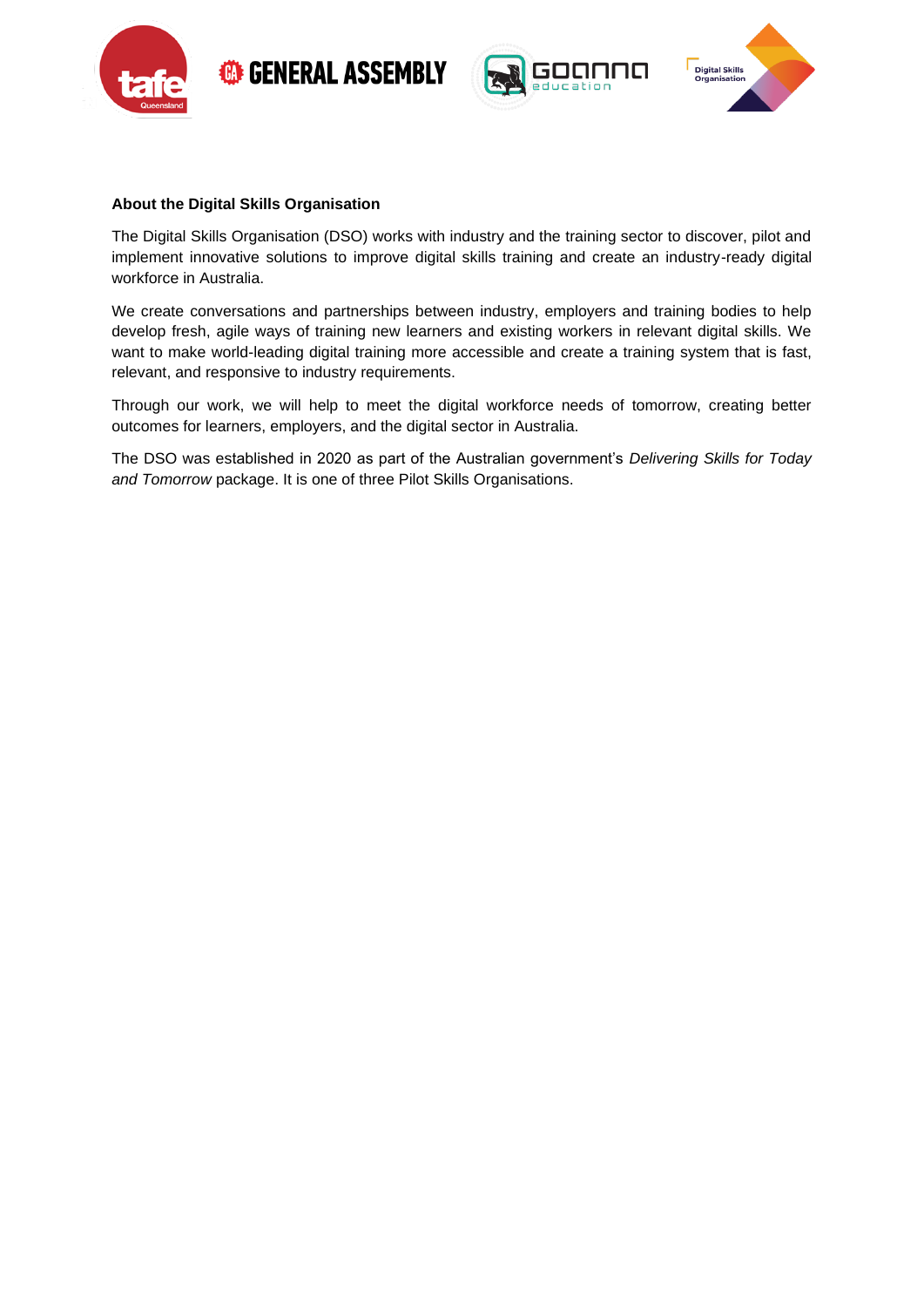**About the Digital Skills Organisation**

The Digital Skills Organisation (DSO) works with industry and the training sector to discover, pilot and implement innovative solutions to improve digital skills training and create an industry-ready digital workforce in Australia.

We create conversations and partnerships between industry, employers and training bodies to help develop fresh, agile ways of training new learners and existing workers in relevant digital skills. We want to make world-leading digital training more accessible and create a training system that is fast, relevant, and responsive to industry requirements.

Through our work, we will help to meet the digital workforce needs of tomorrow, creating better outcomes for learners, employers, and the digital sector in Australia.

The DSO was established in 2020 as part of the Australian government's *Delivering Skills for Today and Tomorrow* package. It is one of three Pilot Skills Organisations.